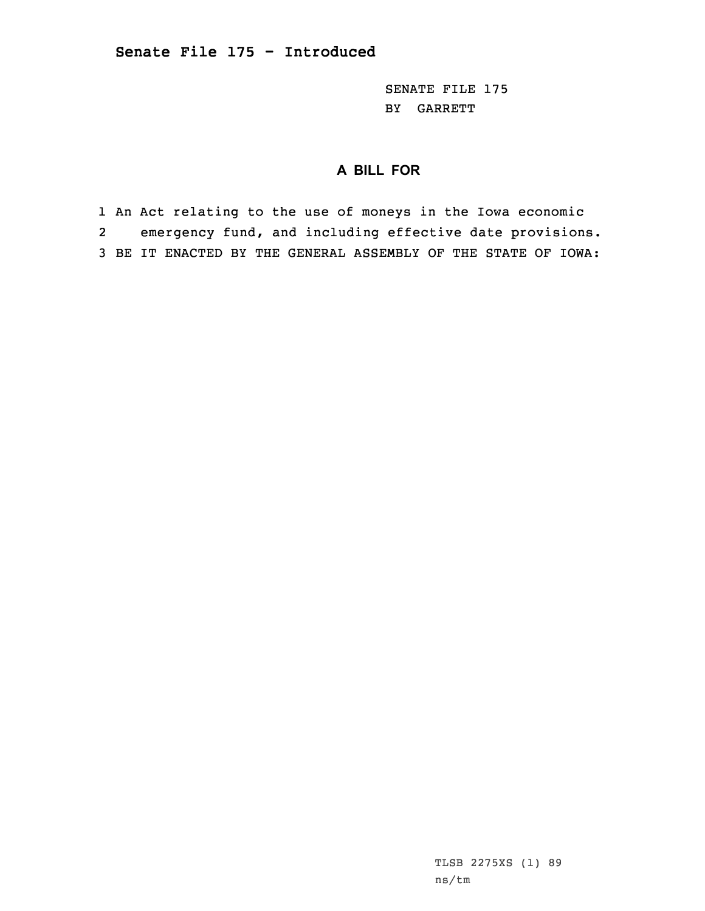## Senate File 175 - Introduced

SENATE FILE 175
BY GARRETT

### A BILL FOR

1 An Act relating to the use of moneys in the Iowa economic
2 emergency fund, and including effective date provisions.
3 BE IT ENACTED BY THE GENERAL ASSEMBLY OF THE STATE OF IOWA:

TLSB 2275XS (1) 89
ns/tm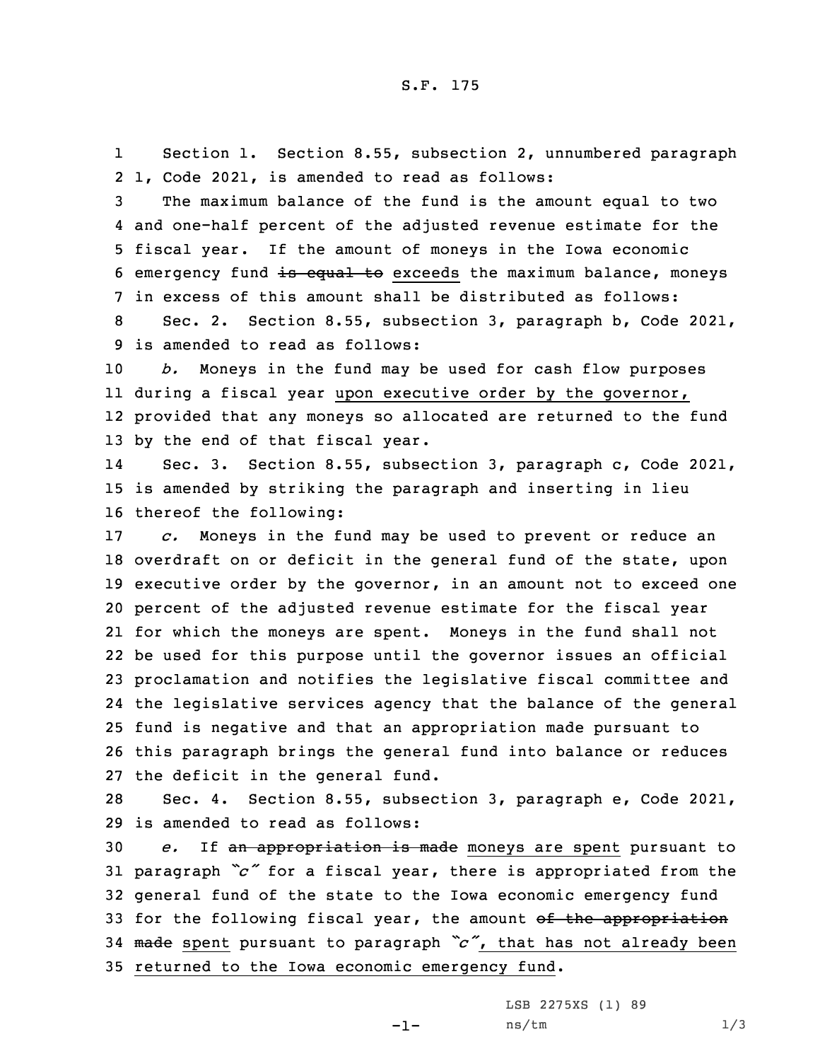Section 1. Section 8.55, subsection 2, unnumbered paragraph 1, Code 2021, is amended to read as follows:

The maximum balance of the fund is the amount equal to two and one-half percent of the adjusted revenue estimate for the fiscal year. If the amount of moneys in the Iowa economic emergency fund ~~is equal to~~ exceeds the maximum balance, moneys in excess of this amount shall be distributed as follows:

Sec. 2. Section 8.55, subsection 3, paragraph b, Code 2021, is amended to read as follows:

*b.* Moneys in the fund may be used for cash flow purposes during a fiscal year upon executive order by the governor, provided that any moneys so allocated are returned to the fund by the end of that fiscal year.

Sec. 3. Section 8.55, subsection 3, paragraph c, Code 2021, is amended by striking the paragraph and inserting in lieu thereof the following:

*c.* Moneys in the fund may be used to prevent or reduce an overdraft on or deficit in the general fund of the state, upon executive order by the governor, in an amount not to exceed one percent of the adjusted revenue estimate for the fiscal year for which the moneys are spent. Moneys in the fund shall not be used for this purpose until the governor issues an official proclamation and notifies the legislative fiscal committee and the legislative services agency that the balance of the general fund is negative and that an appropriation made pursuant to this paragraph brings the general fund into balance or reduces the deficit in the general fund.

Sec. 4. Section 8.55, subsection 3, paragraph e, Code 2021, is amended to read as follows:

*e.* If ~~an appropriation is made~~ moneys are spent pursuant to paragraph *"c"* for a fiscal year, there is appropriated from the general fund of the state to the Iowa economic emergency fund for the following fiscal year, the amount ~~of the appropriation made~~ spent pursuant to paragraph *"c"*, that has not already been returned to the Iowa economic emergency fund.

LSB 2275XS (1) 89
ns/tm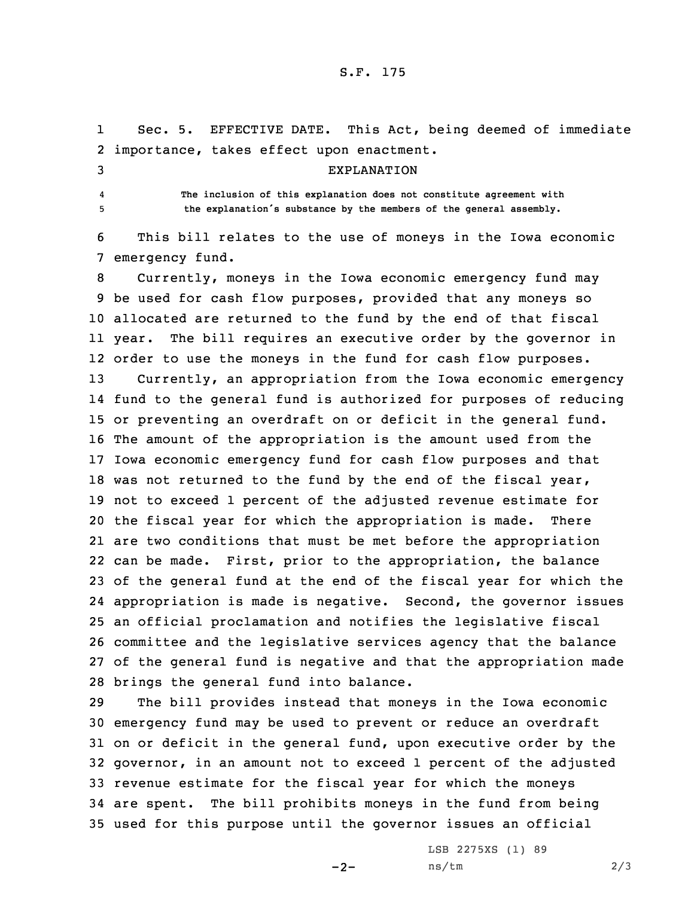Sec. 5. EFFECTIVE DATE. This Act, being deemed of immediate importance, takes effect upon enactment.

EXPLANATION

The inclusion of this explanation does not constitute agreement with the explanation's substance by the members of the general assembly.

This bill relates to the use of moneys in the Iowa economic emergency fund.

Currently, moneys in the Iowa economic emergency fund may be used for cash flow purposes, provided that any moneys so allocated are returned to the fund by the end of that fiscal year. The bill requires an executive order by the governor in order to use the moneys in the fund for cash flow purposes.

Currently, an appropriation from the Iowa economic emergency fund to the general fund is authorized for purposes of reducing or preventing an overdraft on or deficit in the general fund. The amount of the appropriation is the amount used from the Iowa economic emergency fund for cash flow purposes and that was not returned to the fund by the end of the fiscal year, not to exceed 1 percent of the adjusted revenue estimate for the fiscal year for which the appropriation is made. There are two conditions that must be met before the appropriation can be made. First, prior to the appropriation, the balance of the general fund at the end of the fiscal year for which the appropriation is made is negative. Second, the governor issues an official proclamation and notifies the legislative fiscal committee and the legislative services agency that the balance of the general fund is negative and that the appropriation made brings the general fund into balance.

The bill provides instead that moneys in the Iowa economic emergency fund may be used to prevent or reduce an overdraft on or deficit in the general fund, upon executive order by the governor, in an amount not to exceed 1 percent of the adjusted revenue estimate for the fiscal year for which the moneys are spent. The bill prohibits moneys in the fund from being used for this purpose until the governor issues an official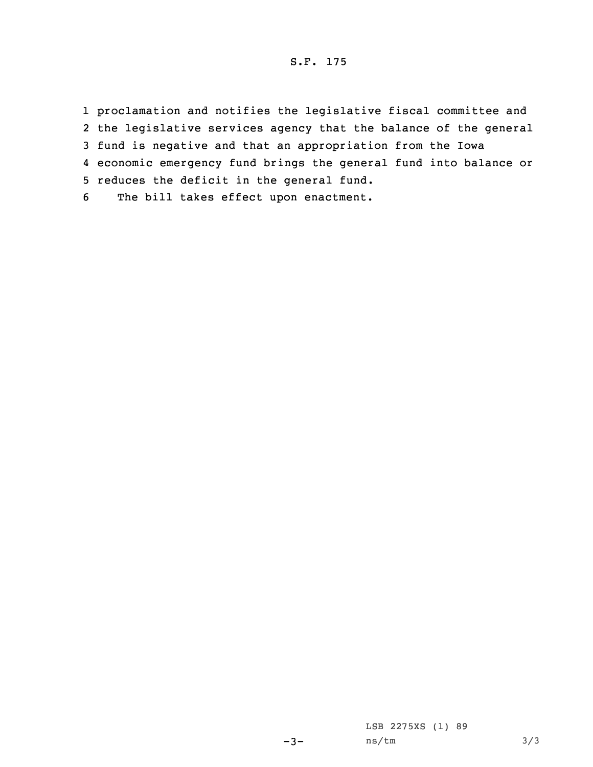proclamation and notifies the legislative fiscal committee and the legislative services agency that the balance of the general fund is negative and that an appropriation from the Iowa economic emergency fund brings the general fund into balance or reduces the deficit in the general fund.

The bill takes effect upon enactment.